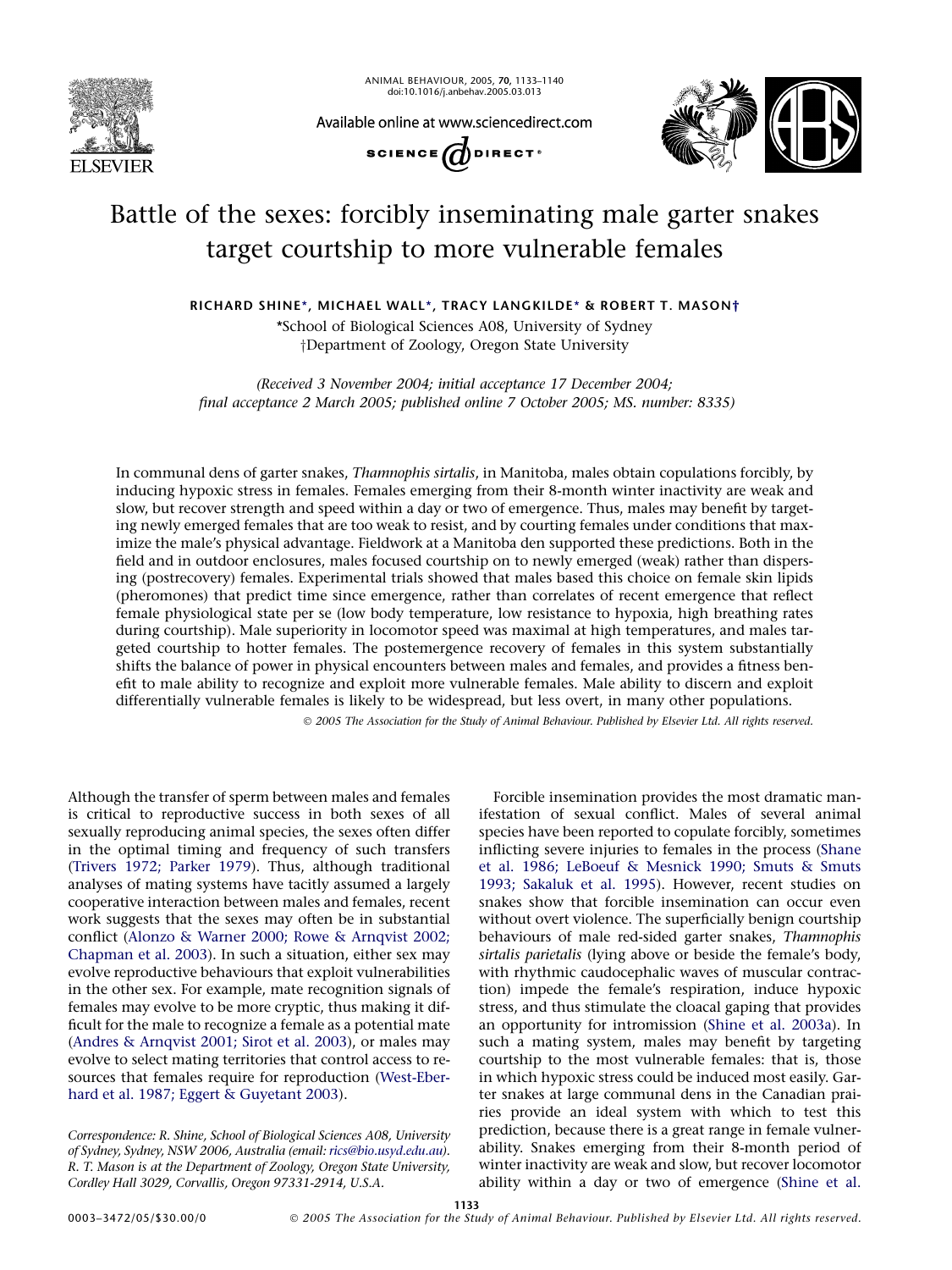# Battle of the sexes: forcibly inseminating male garter snakes target courtship to more vulnerable females

**RICHARD SHINE\*, MICHAEL WALL\*, TRACY LANGKILDE\* & ROBERT T. MASON†**

\*School of Biological Sciences A08, University of Sydney
†Department of Zoology, Oregon State University

*(Received 3 November 2004; initial acceptance 17 December 2004; final acceptance 2 March 2005; published online 7 October 2005; MS. number: 8335)*

In communal dens of garter snakes, *Thamnophis sirtalis*, in Manitoba, males obtain copulations forcibly, by inducing hypoxic stress in females. Females emerging from their 8-month winter inactivity are weak and slow, but recover strength and speed within a day or two of emergence. Thus, males may benefit by targeting newly emerged females that are too weak to resist, and by courting females under conditions that maximize the male's physical advantage. Fieldwork at a Manitoba den supported these predictions. Both in the field and in outdoor enclosures, males focused courtship on to newly emerged (weak) rather than dispersing (postrecovery) females. Experimental trials showed that males based this choice on female skin lipids (pheromones) that predict time since emergence, rather than correlates of recent emergence that reflect female physiological state per se (low body temperature, low resistance to hypoxia, high breathing rates during courtship). Male superiority in locomotor speed was maximal at high temperatures, and males targeted courtship to hotter females. The postemergence recovery of females in this system substantially shifts the balance of power in physical encounters between males and females, and provides a fitness benefit to male ability to recognize and exploit more vulnerable females. Male ability to discern and exploit differentially vulnerable females is likely to be widespread, but less overt, in many other populations.

© 2005 The Association for the Study of Animal Behaviour. Published by Elsevier Ltd. All rights reserved.

Although the transfer of sperm between males and females is critical to reproductive success in both sexes of all sexually reproducing animal species, the sexes often differ in the optimal timing and frequency of such transfers (Trivers 1972; Parker 1979). Thus, although traditional analyses of mating systems have tacitly assumed a largely cooperative interaction between males and females, recent work suggests that the sexes may often be in substantial conflict (Alonzo & Warner 2000; Rowe & Arnqvist 2002; Chapman et al. 2003). In such a situation, either sex may evolve reproductive behaviours that exploit vulnerabilities in the other sex. For example, mate recognition signals of females may evolve to be more cryptic, thus making it difficult for the male to recognize a female as a potential mate (Andres & Arnqvist 2001; Sirot et al. 2003), or males may evolve to select mating territories that control access to resources that females require for reproduction (West-Eberhard et al. 1987; Eggert & Guyetant 2003).

Forcible insemination provides the most dramatic manifestation of sexual conflict. Males of several animal species have been reported to copulate forcibly, sometimes inflicting severe injuries to females in the process (Shane et al. 1986; LeBoeuf & Mesnick 1990; Smuts & Smuts 1993; Sakaluk et al. 1995). However, recent studies on snakes show that forcible insemination can occur even without overt violence. The superficially benign courtship behaviours of male red-sided garter snakes, *Thamnophis sirtalis parietalis* (lying above or beside the female's body, with rhythmic caudocephalic waves of muscular contraction) impede the female's respiration, induce hypoxic stress, and thus stimulate the cloacal gaping that provides an opportunity for intromission (Shine et al. 2003a). In such a mating system, males may benefit by targeting courtship to the most vulnerable females: that is, those in which hypoxic stress could be induced most easily. Garter snakes at large communal dens in the Canadian prairies provide an ideal system with which to test this prediction, because there is a great range in female vulnerability. Snakes emerging from their 8-month period of winter inactivity are weak and slow, but recover locomotor ability within a day or two of emergence (Shine et al.

*Correspondence: R. Shine, School of Biological Sciences A08, University of Sydney, Sydney, NSW 2006, Australia (email: rics@bio.usyd.edu.au). R. T. Mason is at the Department of Zoology, Oregon State University, Cordley Hall 3029, Corvallis, Oregon 97331-2914, U.S.A.*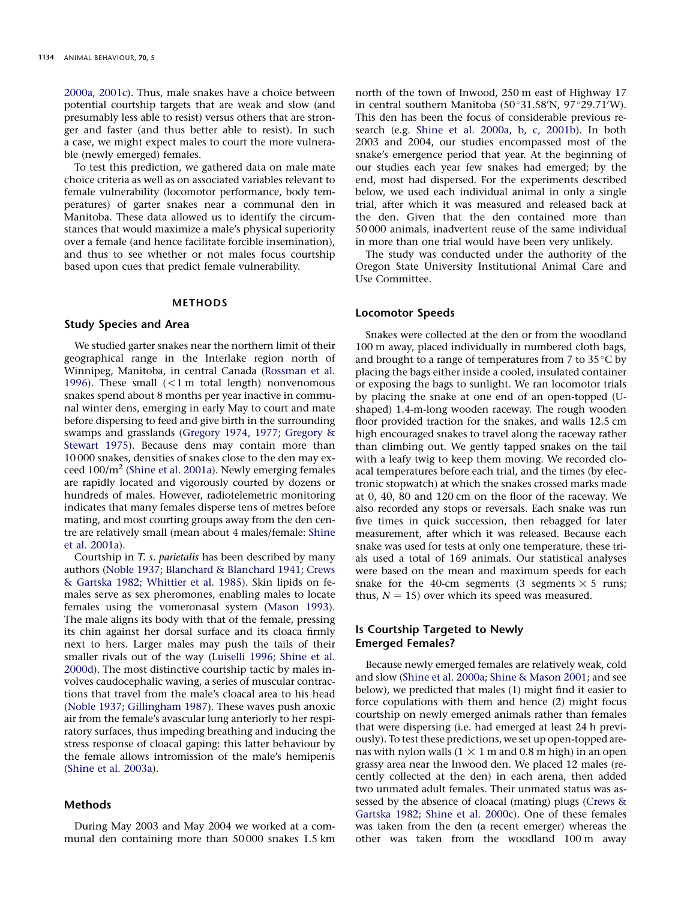2000a, 2001c). Thus, male snakes have a choice between potential courtship targets that are weak and slow (and presumably less able to resist) versus others that are stronger and faster (and thus better able to resist). In such a case, we might expect males to court the more vulnerable (newly emerged) females.

To test this prediction, we gathered data on male mate choice criteria as well as on associated variables relevant to female vulnerability (locomotor performance, body temperatures) of garter snakes near a communal den in Manitoba. These data allowed us to identify the circumstances that would maximize a male's physical superiority over a female (and hence facilitate forcible insemination), and thus to see whether or not males focus courtship based upon cues that predict female vulnerability.

## METHODS

### Study Species and Area

We studied garter snakes near the northern limit of their geographical range in the Interlake region north of Winnipeg, Manitoba, in central Canada (Rossman et al. 1996). These small (<1 m total length) nonvenomous snakes spend about 8 months per year inactive in communal winter dens, emerging in early May to court and mate before dispersing to feed and give birth in the surrounding swamps and grasslands (Gregory 1974, 1977; Gregory & Stewart 1975). Because dens may contain more than 10 000 snakes, densities of snakes close to the den may exceed $100/m^2$ (Shine et al. 2001a). Newly emerging females are rapidly located and vigorously courted by dozens or hundreds of males. However, radiotelemetric monitoring indicates that many females disperse tens of metres before mating, and most courting groups away from the den centre are relatively small (mean about 4 males/female: Shine et al. 2001a).

Courtship in *T. s. parietalis* has been described by many authors (Noble 1937; Blanchard & Blanchard 1941; Crews & Gartska 1982; Whittier et al. 1985). Skin lipids on females serve as sex pheromones, enabling males to locate females using the vomeronasal system (Mason 1993). The male aligns its body with that of the female, pressing its chin against her dorsal surface and its cloaca firmly next to hers. Larger males may push the tails of their smaller rivals out of the way (Luiselli 1996; Shine et al. 2000d). The most distinctive courtship tactic by males involves caudocephalic waving, a series of muscular contractions that travel from the male's cloacal area to his head (Noble 1937; Gillingham 1987). These waves push anoxic air from the female's avascular lung anteriorly to her respiratory surfaces, thus impeding breathing and inducing the stress response of cloacal gaping: this latter behaviour by the female allows intromission of the male's hemipenis (Shine et al. 2003a).

### Methods

During May 2003 and May 2004 we worked at a communal den containing more than 50 000 snakes 1.5 km north of the town of Inwood, 250 m east of Highway 17 in central southern Manitoba (50°31.58′N, 97°29.71′W). This den has been the focus of considerable previous research (e.g. Shine et al. 2000a, b, c, 2001b). In both 2003 and 2004, our studies encompassed most of the snake's emergence period that year. At the beginning of our studies each year few snakes had emerged; by the end, most had dispersed. For the experiments described below, we used each individual animal in only a single trial, after which it was measured and released back at the den. Given that the den contained more than 50 000 animals, inadvertent reuse of the same individual in more than one trial would have been very unlikely.

The study was conducted under the authority of the Oregon State University Institutional Animal Care and Use Committee.

### Locomotor Speeds

Snakes were collected at the den or from the woodland 100 m away, placed individually in numbered cloth bags, and brought to a range of temperatures from 7 to 35 °C by placing the bags either inside a cooled, insulated container or exposing the bags to sunlight. We ran locomotor trials by placing the snake at one end of an open-topped (U-shaped) 1.4-m-long wooden raceway. The rough wooden floor provided traction for the snakes, and walls 12.5 cm high encouraged snakes to travel along the raceway rather than climbing out. We gently tapped snakes on the tail with a leafy twig to keep them moving. We recorded cloacal temperatures before each trial, and the times (by electronic stopwatch) at which the snakes crossed marks made at 0, 40, 80 and 120 cm on the floor of the raceway. We also recorded any stops or reversals. Each snake was run five times in quick succession, then rebagged for later measurement, after which it was released. Because each snake was used for tests at only one temperature, these trials used a total of 169 animals. Our statistical analyses were based on the mean and maximum speeds for each snake for the 40-cm segments (3 segments × 5 runs; thus, $N = 15$) over which its speed was measured.

### Is Courtship Targeted to Newly Emerged Females?

Because newly emerged females are relatively weak, cold and slow (Shine et al. 2000a; Shine & Mason 2001; and see below), we predicted that males (1) might find it easier to force copulations with them and hence (2) might focus courtship on newly emerged animals rather than females that were dispersing (i.e. had emerged at least 24 h previously). To test these predictions, we set up open-topped arenas with nylon walls (1 × 1 m and 0.8 m high) in an open grassy area near the Inwood den. We placed 12 males (recently collected at the den) in each arena, then added two unmated adult females. Their unmated status was assessed by the absence of cloacal (mating) plugs (Crews & Gartska 1982; Shine et al. 2000c). One of these females was taken from the den (a recent emerger) whereas the other was taken from the woodland 100 m away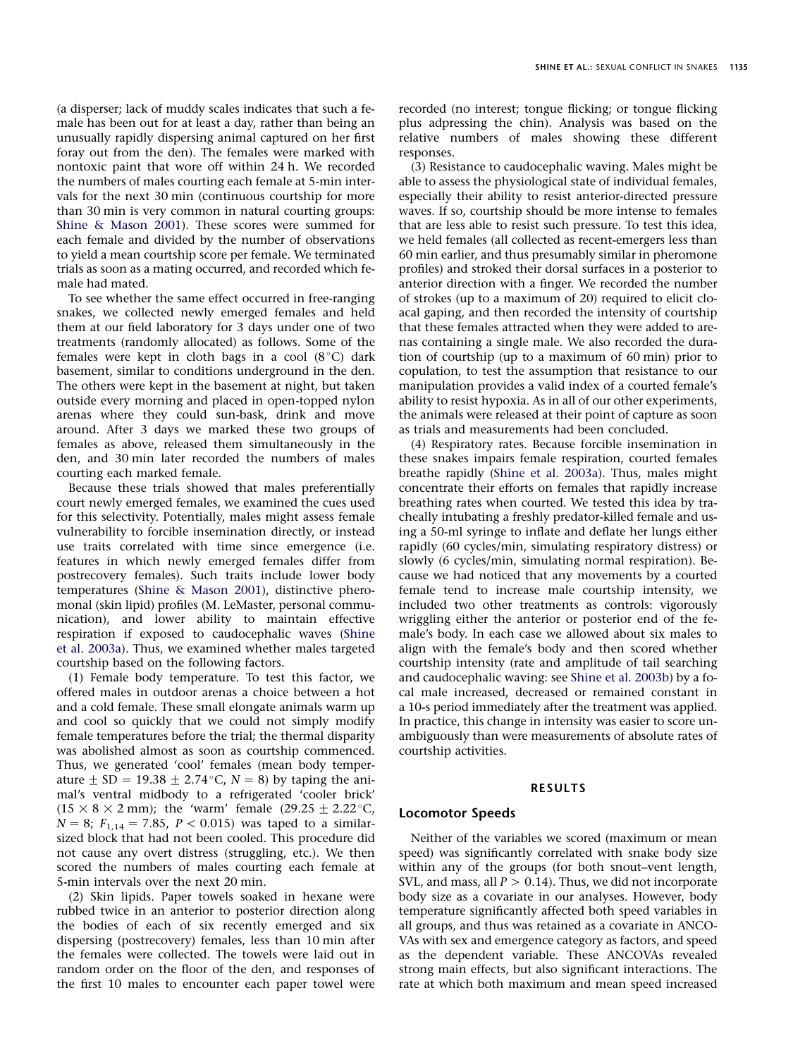(a disperser; lack of muddy scales indicates that such a female has been out for at least a day, rather than being an unusually rapidly dispersing animal captured on her first foray out from the den). The females were marked with nontoxic paint that wore off within 24 h. We recorded the numbers of males courting each female at 5-min intervals for the next 30 min (continuous courtship for more than 30 min is very common in natural courting groups: Shine & Mason 2001). These scores were summed for each female and divided by the number of observations to yield a mean courtship score per female. We terminated trials as soon as a mating occurred, and recorded which female had mated.

To see whether the same effect occurred in free-ranging snakes, we collected newly emerged females and held them at our field laboratory for 3 days under one of two treatments (randomly allocated) as follows. Some of the females were kept in cloth bags in a cool (8°C) dark basement, similar to conditions underground in the den. The others were kept in the basement at night, but taken outside every morning and placed in open-topped nylon arenas where they could sun-bask, drink and move around. After 3 days we marked these two groups of females as above, released them simultaneously in the den, and 30 min later recorded the numbers of males courting each marked female.

Because these trials showed that males preferentially court newly emerged females, we examined the cues used for this selectivity. Potentially, males might assess female vulnerability to forcible insemination directly, or instead use traits correlated with time since emergence (i.e. features in which newly emerged females differ from postrecovery females). Such traits include lower body temperatures (Shine & Mason 2001), distinctive pheromonal (skin lipid) profiles (M. LeMaster, personal communication), and lower ability to maintain effective respiration if exposed to caudocephalic waves (Shine et al. 2003a). Thus, we examined whether males targeted courtship based on the following factors.

(1) Female body temperature. To test this factor, we offered males in outdoor arenas a choice between a hot and a cold female. These small elongate animals warm up and cool so quickly that we could not simply modify female temperatures before the trial; the thermal disparity was abolished almost as soon as courtship commenced. Thus, we generated 'cool' females (mean body temperature ± SD = 19.38 ± 2.74°C, $N = 8$) by taping the animal's ventral midbody to a refrigerated 'cooler brick' (15 × 8 × 2 mm); the 'warm' female (29.25 ± 2.22°C, $N = 8$; $F_{1,14} = 7.85$, $P < 0.015$) was taped to a similar-sized block that had not been cooled. This procedure did not cause any overt distress (struggling, etc.). We then scored the numbers of males courting each female at 5-min intervals over the next 20 min.

(2) Skin lipids. Paper towels soaked in hexane were rubbed twice in an anterior to posterior direction along the bodies of each of six recently emerged and six dispersing (postrecovery) females, less than 10 min after the females were collected. The towels were laid out in random order on the floor of the den, and responses of the first 10 males to encounter each paper towel were recorded (no interest; tongue flicking; or tongue flicking plus adpressing the chin). Analysis was based on the relative numbers of males showing these different responses.

(3) Resistance to caudocephalic waving. Males might be able to assess the physiological state of individual females, especially their ability to resist anterior-directed pressure waves. If so, courtship should be more intense to females that are less able to resist such pressure. To test this idea, we held females (all collected as recent-emergers less than 60 min earlier, and thus presumably similar in pheromone profiles) and stroked their dorsal surfaces in a posterior to anterior direction with a finger. We recorded the number of strokes (up to a maximum of 20) required to elicit cloacal gaping, and then recorded the intensity of courtship that these females attracted when they were added to arenas containing a single male. We also recorded the duration of courtship (up to a maximum of 60 min) prior to copulation, to test the assumption that resistance to our manipulation provides a valid index of a courted female's ability to resist hypoxia. As in all of our other experiments, the animals were released at their point of capture as soon as trials and measurements had been concluded.

(4) Respiratory rates. Because forcible insemination in these snakes impairs female respiration, courted females breathe rapidly (Shine et al. 2003a). Thus, males might concentrate their efforts on females that rapidly increase breathing rates when courted. We tested this idea by tracheally intubating a freshly predator-killed female and using a 50-ml syringe to inflate and deflate her lungs either rapidly (60 cycles/min, simulating respiratory distress) or slowly (6 cycles/min, simulating normal respiration). Because we had noticed that any movements by a courted female tend to increase male courtship intensity, we included two other treatments as controls: vigorously wriggling either the anterior or posterior end of the female's body. In each case we allowed about six males to align with the female's body and then scored whether courtship intensity (rate and amplitude of tail searching and caudocephalic waving: see Shine et al. 2003b) by a focal male increased, decreased or remained constant in a 10-s period immediately after the treatment was applied. In practice, this change in intensity was easier to score unambiguously than were measurements of absolute rates of courtship activities.

## RESULTS

### Locomotor Speeds

Neither of the variables we scored (maximum or mean speed) was significantly correlated with snake body size within any of the groups (for both snout–vent length, SVL, and mass, all $P > 0.14$). Thus, we did not incorporate body size as a covariate in our analyses. However, body temperature significantly affected both speed variables in all groups, and thus was retained as a covariate in ANCOVAs with sex and emergence category as factors, and speed as the dependent variable. These ANCOVAs revealed strong main effects, but also significant interactions. The rate at which both maximum and mean speed increased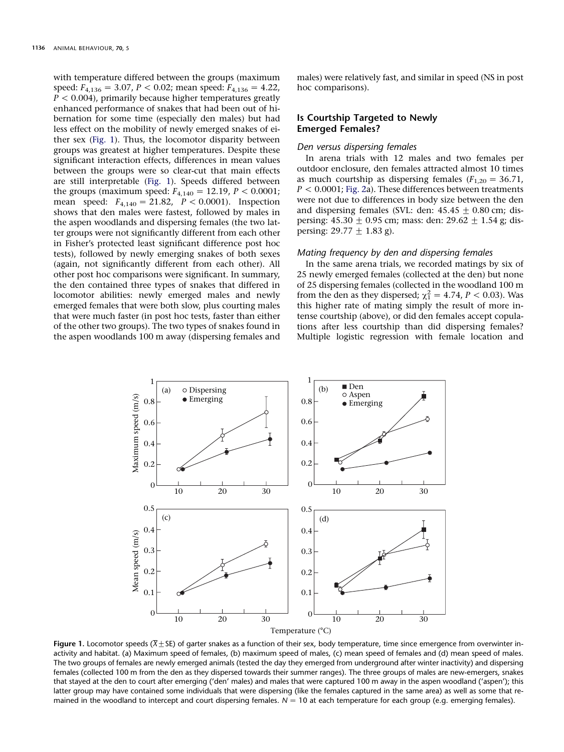with temperature differed between the groups (maximum speed: $F_{4,136} = 3.07$, $P < 0.02$; mean speed: $F_{4,136} = 4.22$, $P < 0.004$), primarily because higher temperatures greatly enhanced performance of snakes that had been out of hibernation for some time (especially den males) but had less effect on the mobility of newly emerged snakes of either sex (Fig. 1). Thus, the locomotor disparity between groups was greatest at higher temperatures. Despite these significant interaction effects, differences in mean values between the groups were so clear-cut that main effects are still interpretable (Fig. 1). Speeds differed between the groups (maximum speed: $F_{4,140} = 12.19$, $P < 0.0001$; mean speed: $F_{4,140} = 21.82$, $P < 0.0001$). Inspection shows that den males were fastest, followed by males in the aspen woodlands and dispersing females (the two latter groups were not significantly different from each other in Fisher's protected least significant difference post hoc tests), followed by newly emerging snakes of both sexes (again, not significantly different from each other). All other post hoc comparisons were significant. In summary, the den contained three types of snakes that differed in locomotor abilities: newly emerged males and newly emerged females that were both slow, plus courting males that were much faster (in post hoc tests, faster than either of the other two groups). The two types of snakes found in the aspen woodlands 100 m away (dispersing females and males) were relatively fast, and similar in speed (NS in post hoc comparisons).

## Is Courtship Targeted to Newly Emerged Females?

### *Den versus dispersing females*

In arena trials with 12 males and two females per outdoor enclosure, den females attracted almost 10 times as much courtship as dispersing females ($F_{1,20} = 36.71$, $P < 0.0001$; Fig. 2a). These differences between treatments were not due to differences in body size between the den and dispersing females (SVL: den: $45.45 \pm 0.80$ cm; dispersing: $45.30 \pm 0.95$ cm; mass: den: $29.62 \pm 1.54$ g; dispersing: $29.77 \pm 1.83$ g).

### *Mating frequency by den and dispersing females*

In the same arena trials, we recorded matings by six of 25 newly emerged females (collected at the den) but none of 25 dispersing females (collected in the woodland 100 m from the den as they dispersed; $\chi^2_1 = 4.74$, $P < 0.03$). Was this higher rate of mating simply the result of more intense courtship (above), or did den females accept copulations after less courtship than did dispersing females? Multiple logistic regression with female location and

**Figure 1.** Locomotor speeds ($\bar{X} \pm$ SE) of garter snakes as a function of their sex, body temperature, time since emergence from overwinter inactivity and habitat. (a) Maximum speed of females, (b) maximum speed of males, (c) mean speed of females and (d) mean speed of males. The two groups of females are newly emerged animals (tested the day they emerged from underground after winter inactivity) and dispersing females (collected 100 m from the den as they dispersed towards their summer ranges). The three groups of males are new-emergers, snakes that stayed at the den to court after emerging ('den' males) and males that were captured 100 m away in the aspen woodland ('aspen'); this latter group may have contained some individuals that were dispersing (like the females captured in the same area) as well as some that remained in the woodland to intercept and court dispersing females. $N = 10$ at each temperature for each group (e.g. emerging females).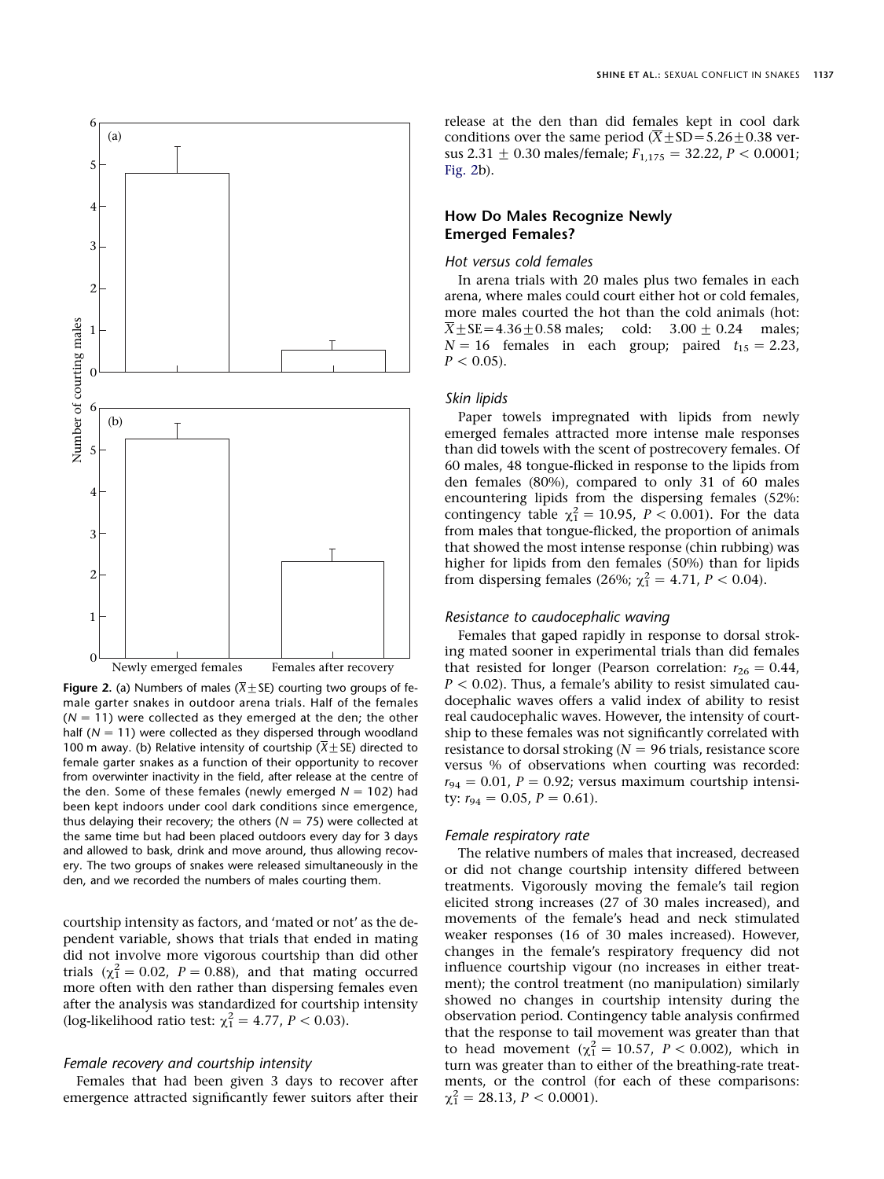**Figure 2.** (a) Numbers of males ($\overline{X}\pm$SE) courting two groups of female garter snakes in outdoor arena trials. Half of the females ($N = 11$) were collected as they emerged at the den; the other half ($N = 11$) were collected as they dispersed through woodland 100 m away. (b) Relative intensity of courtship ($\overline{X}\pm$SE) directed to female garter snakes as a function of their opportunity to recover from overwinter inactivity in the field, after release at the centre of the den. Some of these females (newly emerged $N = 102$) had been kept indoors under cool dark conditions since emergence, thus delaying their recovery; the others ($N = 75$) were collected at the same time but had been placed outdoors every day for 3 days and allowed to bask, drink and move around, thus allowing recovery. The two groups of snakes were released simultaneously in the den, and we recorded the numbers of males courting them.

courtship intensity as factors, and 'mated or not' as the dependent variable, shows that trials that ended in mating did not involve more vigorous courtship than did other trials ($\chi^2_1 = 0.02$, $P = 0.88$), and that mating occurred more often with den rather than dispersing females even after the analysis was standardized for courtship intensity (log-likelihood ratio test: $\chi^2_1 = 4.77$, $P < 0.03$).

### *Female recovery and courtship intensity*

Females that had been given 3 days to recover after emergence attracted significantly fewer suitors after their release at the den than did females kept in cool dark conditions over the same period ($\overline{X}\pm$SD$=5.26\pm0.38$ versus $2.31 \pm 0.30$ males/female; $F_{1,175} = 32.22$, $P < 0.0001$; Fig. 2b).

## How Do Males Recognize Newly Emerged Females?

### *Hot versus cold females*

In arena trials with 20 males plus two females in each arena, where males could court either hot or cold females, more males courted the hot than the cold animals (hot: $\overline{X}\pm$SE$=4.36\pm0.58$ males; cold: $3.00 \pm 0.24$ males; $N = 16$ females in each group; paired $t_{15} = 2.23$, $P < 0.05$).

### *Skin lipids*

Paper towels impregnated with lipids from newly emerged females attracted more intense male responses than did towels with the scent of postrecovery females. Of 60 males, 48 tongue-flicked in response to the lipids from den females (80%), compared to only 31 of 60 males encountering lipids from the dispersing females (52%: contingency table $\chi^2_1 = 10.95$, $P < 0.001$). For the data from males that tongue-flicked, the proportion of animals that showed the most intense response (chin rubbing) was higher for lipids from den females (50%) than for lipids from dispersing females (26%; $\chi^2_1 = 4.71$, $P < 0.04$).

### *Resistance to caudocephalic waving*

Females that gaped rapidly in response to dorsal stroking mated sooner in experimental trials than did females that resisted for longer (Pearson correlation: $r_{26} = 0.44$, $P < 0.02$). Thus, a female's ability to resist simulated caudocephalic waves offers a valid index of ability to resist real caudocephalic waves. However, the intensity of courtship to these females was not significantly correlated with resistance to dorsal stroking ($N = 96$ trials, resistance score versus % of observations when courting was recorded: $r_{94} = 0.01$, $P = 0.92$; versus maximum courtship intensity: $r_{94} = 0.05$, $P = 0.61$).

### *Female respiratory rate*

The relative numbers of males that increased, decreased or did not change courtship intensity differed between treatments. Vigorously moving the female's tail region elicited strong increases (27 of 30 males increased), and movements of the female's head and neck stimulated weaker responses (16 of 30 males increased). However, changes in the female's respiratory frequency did not influence courtship vigour (no increases in either treatment); the control treatment (no manipulation) similarly showed no changes in courtship intensity during the observation period. Contingency table analysis confirmed that the response to tail movement was greater than that to head movement ($\chi^2_1 = 10.57$, $P < 0.002$), which in turn was greater than to either of the breathing-rate treatments, or the control (for each of these comparisons: $\chi^2_1 = 28.13$, $P < 0.0001$).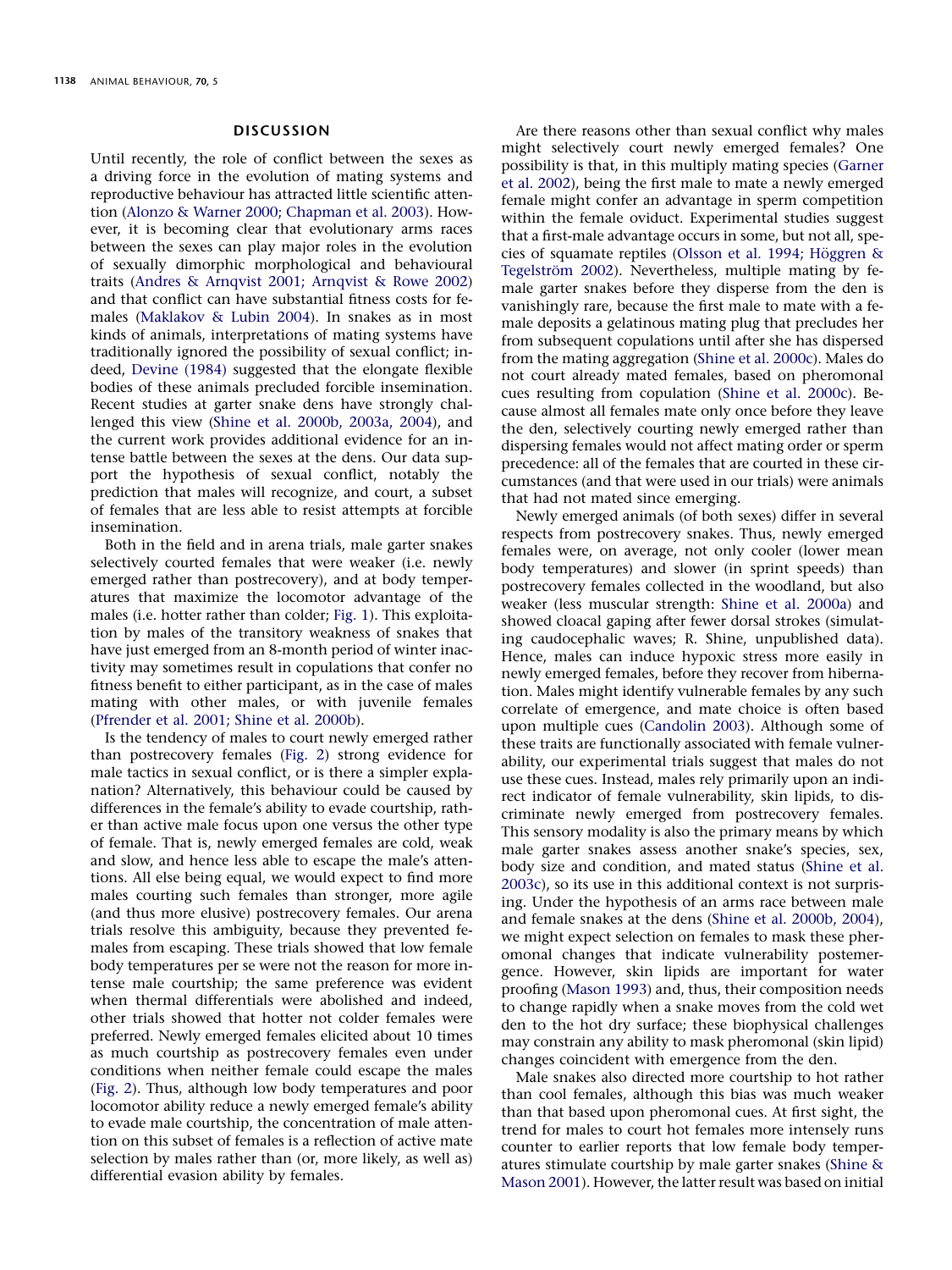## DISCUSSION

Until recently, the role of conflict between the sexes as a driving force in the evolution of mating systems and reproductive behaviour has attracted little scientific attention (Alonzo & Warner 2000; Chapman et al. 2003). However, it is becoming clear that evolutionary arms races between the sexes can play major roles in the evolution of sexually dimorphic morphological and behavioural traits (Andres & Arnqvist 2001; Arnqvist & Rowe 2002) and that conflict can have substantial fitness costs for females (Maklakov & Lubin 2004). In snakes as in most kinds of animals, interpretations of mating systems have traditionally ignored the possibility of sexual conflict; indeed, Devine (1984) suggested that the elongate flexible bodies of these animals precluded forcible insemination. Recent studies at garter snake dens have strongly challenged this view (Shine et al. 2000b, 2003a, 2004), and the current work provides additional evidence for an intense battle between the sexes at the dens. Our data support the hypothesis of sexual conflict, notably the prediction that males will recognize, and court, a subset of females that are less able to resist attempts at forcible insemination.

Both in the field and in arena trials, male garter snakes selectively courted females that were weaker (i.e. newly emerged rather than postrecovery), and at body temperatures that maximize the locomotor advantage of the males (i.e. hotter rather than colder; Fig. 1). This exploitation by males of the transitory weakness of snakes that have just emerged from an 8-month period of winter inactivity may sometimes result in copulations that confer no fitness benefit to either participant, as in the case of males mating with other males, or with juvenile females (Pfrender et al. 2001; Shine et al. 2000b).

Is the tendency of males to court newly emerged rather than postrecovery females (Fig. 2) strong evidence for male tactics in sexual conflict, or is there a simpler explanation? Alternatively, this behaviour could be caused by differences in the female's ability to evade courtship, rather than active male focus upon one versus the other type of female. That is, newly emerged females are cold, weak and slow, and hence less able to escape the male's attentions. All else being equal, we would expect to find more males courting such females than stronger, more agile (and thus more elusive) postrecovery females. Our arena trials resolve this ambiguity, because they prevented females from escaping. These trials showed that low female body temperatures per se were not the reason for more intense male courtship; the same preference was evident when thermal differentials were abolished and indeed, other trials showed that hotter not colder females were preferred. Newly emerged females elicited about 10 times as much courtship as postrecovery females even under conditions when neither female could escape the males (Fig. 2). Thus, although low body temperatures and poor locomotor ability reduce a newly emerged female's ability to evade male courtship, the concentration of male attention on this subset of females is a reflection of active mate selection by males rather than (or, more likely, as well as) differential evasion ability by females.

Are there reasons other than sexual conflict why males might selectively court newly emerged females? One possibility is that, in this multiply mating species (Garner et al. 2002), being the first male to mate a newly emerged female might confer an advantage in sperm competition within the female oviduct. Experimental studies suggest that a first-male advantage occurs in some, but not all, species of squamate reptiles (Olsson et al. 1994; Höggren & Tegelström 2002). Nevertheless, multiple mating by female garter snakes before they disperse from the den is vanishingly rare, because the first male to mate with a female deposits a gelatinous mating plug that precludes her from subsequent copulations until after she has dispersed from the mating aggregation (Shine et al. 2000c). Males do not court already mated females, based on pheromonal cues resulting from copulation (Shine et al. 2000c). Because almost all females mate only once before they leave the den, selectively courting newly emerged rather than dispersing females would not affect mating order or sperm precedence: all of the females that are courted in these circumstances (and that were used in our trials) were animals that had not mated since emerging.

Newly emerged animals (of both sexes) differ in several respects from postrecovery snakes. Thus, newly emerged females were, on average, not only cooler (lower mean body temperatures) and slower (in sprint speeds) than postrecovery females collected in the woodland, but also weaker (less muscular strength: Shine et al. 2000a) and showed cloacal gaping after fewer dorsal strokes (simulating caudocephalic waves; R. Shine, unpublished data). Hence, males can induce hypoxic stress more easily in newly emerged females, before they recover from hibernation. Males might identify vulnerable females by any such correlate of emergence, and mate choice is often based upon multiple cues (Candolin 2003). Although some of these traits are functionally associated with female vulnerability, our experimental trials suggest that males do not use these cues. Instead, males rely primarily upon an indirect indicator of female vulnerability, skin lipids, to discriminate newly emerged from postrecovery females. This sensory modality is also the primary means by which male garter snakes assess another snake's species, sex, body size and condition, and mated status (Shine et al. 2003c), so its use in this additional context is not surprising. Under the hypothesis of an arms race between male and female snakes at the dens (Shine et al. 2000b, 2004), we might expect selection on females to mask these pheromonal changes that indicate vulnerability postemergence. However, skin lipids are important for water proofing (Mason 1993) and, thus, their composition needs to change rapidly when a snake moves from the cold wet den to the hot dry surface; these biophysical challenges may constrain any ability to mask pheromonal (skin lipid) changes coincident with emergence from the den.

Male snakes also directed more courtship to hot rather than cool females, although this bias was much weaker than that based upon pheromonal cues. At first sight, the trend for males to court hot females more intensely runs counter to earlier reports that low female body temperatures stimulate courtship by male garter snakes (Shine & Mason 2001). However, the latter result was based on initial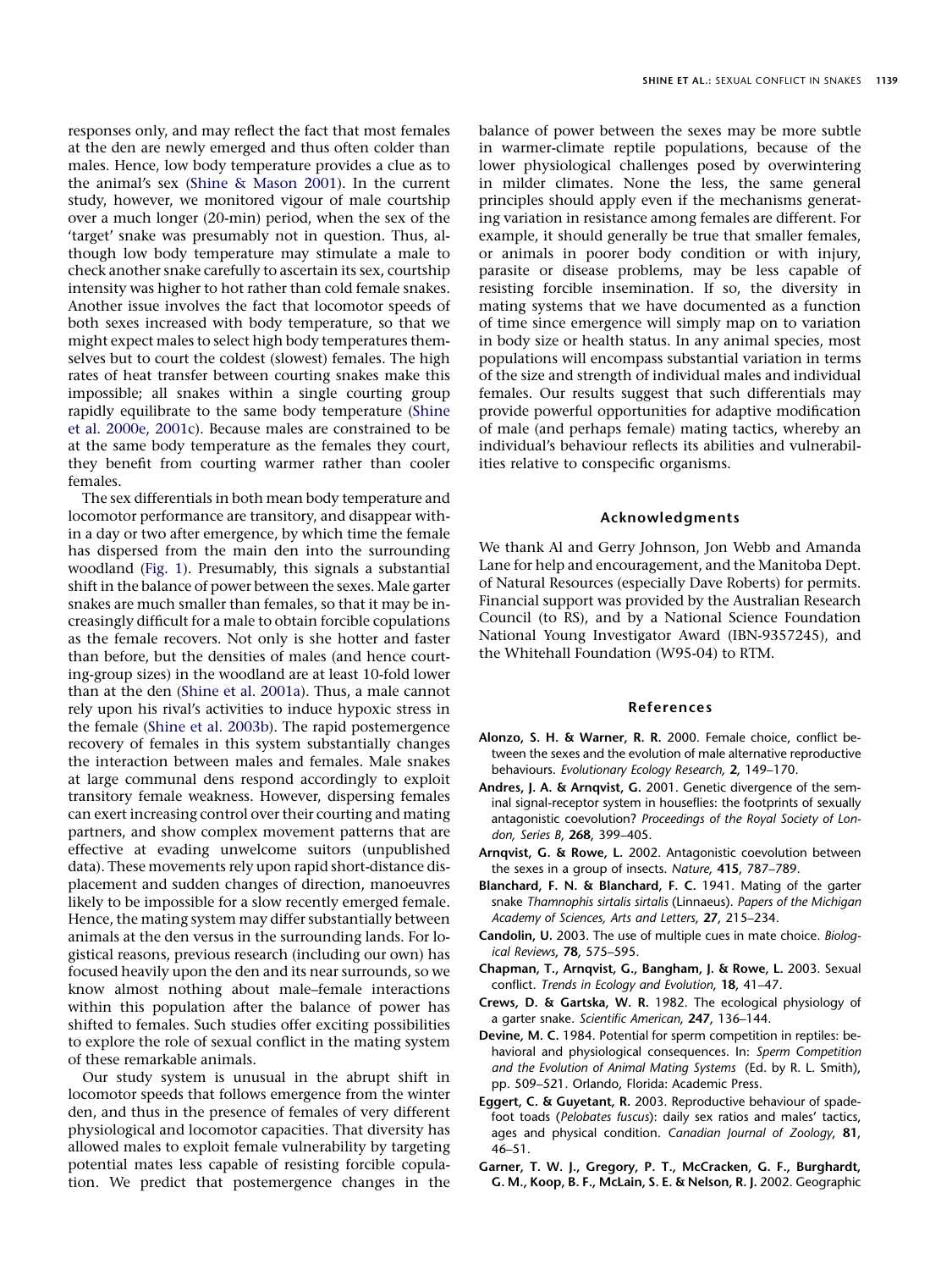responses only, and may reflect the fact that most females at the den are newly emerged and thus often colder than males. Hence, low body temperature provides a clue as to the animal's sex (Shine & Mason 2001). In the current study, however, we monitored vigour of male courtship over a much longer (20-min) period, when the sex of the 'target' snake was presumably not in question. Thus, although low body temperature may stimulate a male to check another snake carefully to ascertain its sex, courtship intensity was higher to hot rather than cold female snakes. Another issue involves the fact that locomotor speeds of both sexes increased with body temperature, so that we might expect males to select high body temperatures themselves but to court the coldest (slowest) females. The high rates of heat transfer between courting snakes make this impossible; all snakes within a single courting group rapidly equilibrate to the same body temperature (Shine et al. 2000e, 2001c). Because males are constrained to be at the same body temperature as the females they court, they benefit from courting warmer rather than cooler females.

The sex differentials in both mean body temperature and locomotor performance are transitory, and disappear within a day or two after emergence, by which time the female has dispersed from the main den into the surrounding woodland (Fig. 1). Presumably, this signals a substantial shift in the balance of power between the sexes. Male garter snakes are much smaller than females, so that it may be increasingly difficult for a male to obtain forcible copulations as the female recovers. Not only is she hotter and faster than before, but the densities of males (and hence courting-group sizes) in the woodland are at least 10-fold lower than at the den (Shine et al. 2001a). Thus, a male cannot rely upon his rival's activities to induce hypoxic stress in the female (Shine et al. 2003b). The rapid postemergence recovery of females in this system substantially changes the interaction between males and females. Male snakes at large communal dens respond accordingly to exploit transitory female weakness. However, dispersing females can exert increasing control over their courting and mating partners, and show complex movement patterns that are effective at evading unwelcome suitors (unpublished data). These movements rely upon rapid short-distance displacement and sudden changes of direction, manoeuvres likely to be impossible for a slow recently emerged female. Hence, the mating system may differ substantially between animals at the den versus in the surrounding lands. For logistical reasons, previous research (including our own) has focused heavily upon the den and its near surrounds, so we know almost nothing about male–female interactions within this population after the balance of power has shifted to females. Such studies offer exciting possibilities to explore the role of sexual conflict in the mating system of these remarkable animals.

Our study system is unusual in the abrupt shift in locomotor speeds that follows emergence from the winter den, and thus in the presence of females of very different physiological and locomotor capacities. That diversity has allowed males to exploit female vulnerability by targeting potential mates less capable of resisting forcible copulation. We predict that postemergence changes in the balance of power between the sexes may be more subtle in warmer-climate reptile populations, because of the lower physiological challenges posed by overwintering in milder climates. None the less, the same general principles should apply even if the mechanisms generating variation in resistance among females are different. For example, it should generally be true that smaller females, or animals in poorer body condition or with injury, parasite or disease problems, may be less capable of resisting forcible insemination. If so, the diversity in mating systems that we have documented as a function of time since emergence will simply map on to variation in body size or health status. In any animal species, most populations will encompass substantial variation in terms of the size and strength of individual males and individual females. Our results suggest that such differentials may provide powerful opportunities for adaptive modification of male (and perhaps female) mating tactics, whereby an individual's behaviour reflects its abilities and vulnerabilities relative to conspecific organisms.

## Acknowledgments

We thank Al and Gerry Johnson, Jon Webb and Amanda Lane for help and encouragement, and the Manitoba Dept. of Natural Resources (especially Dave Roberts) for permits. Financial support was provided by the Australian Research Council (to RS), and by a National Science Foundation National Young Investigator Award (IBN-9357245), and the Whitehall Foundation (W95-04) to RTM.

## References

**Alonzo, S. H. & Warner, R. R.** 2000. Female choice, conflict between the sexes and the evolution of male alternative reproductive behaviours. *Evolutionary Ecology Research*, **2**, 149–170.

**Andres, J. A. & Arnqvist, G.** 2001. Genetic divergence of the seminal signal-receptor system in houseflies: the footprints of sexually antagonistic coevolution? *Proceedings of the Royal Society of London, Series B*, **268**, 399–405.

**Arnqvist, G. & Rowe, L.** 2002. Antagonistic coevolution between the sexes in a group of insects. *Nature*, **415**, 787–789.

**Blanchard, F. N. & Blanchard, F. C.** 1941. Mating of the garter snake *Thamnophis sirtalis sirtalis* (Linnaeus). *Papers of the Michigan Academy of Sciences, Arts and Letters*, **27**, 215–234.

**Candolin, U.** 2003. The use of multiple cues in mate choice. *Biological Reviews*, **78**, 575–595.

**Chapman, T., Arnqvist, G., Bangham, J. & Rowe, L.** 2003. Sexual conflict. *Trends in Ecology and Evolution*, **18**, 41–47.

**Crews, D. & Gartska, W. R.** 1982. The ecological physiology of a garter snake. *Scientific American*, **247**, 136–144.

**Devine, M. C.** 1984. Potential for sperm competition in reptiles: behavioral and physiological consequences. In: *Sperm Competition and the Evolution of Animal Mating Systems* (Ed. by R. L. Smith), pp. 509–521. Orlando, Florida: Academic Press.

**Eggert, C. & Guyetant, R.** 2003. Reproductive behaviour of spadefoot toads (*Pelobates fuscus*): daily sex ratios and males' tactics, ages and physical condition. *Canadian Journal of Zoology*, **81**, 46–51.

**Garner, T. W. J., Gregory, P. T., McCracken, G. F., Burghardt, G. M., Koop, B. F., McLain, S. E. & Nelson, R. J.** 2002. Geographic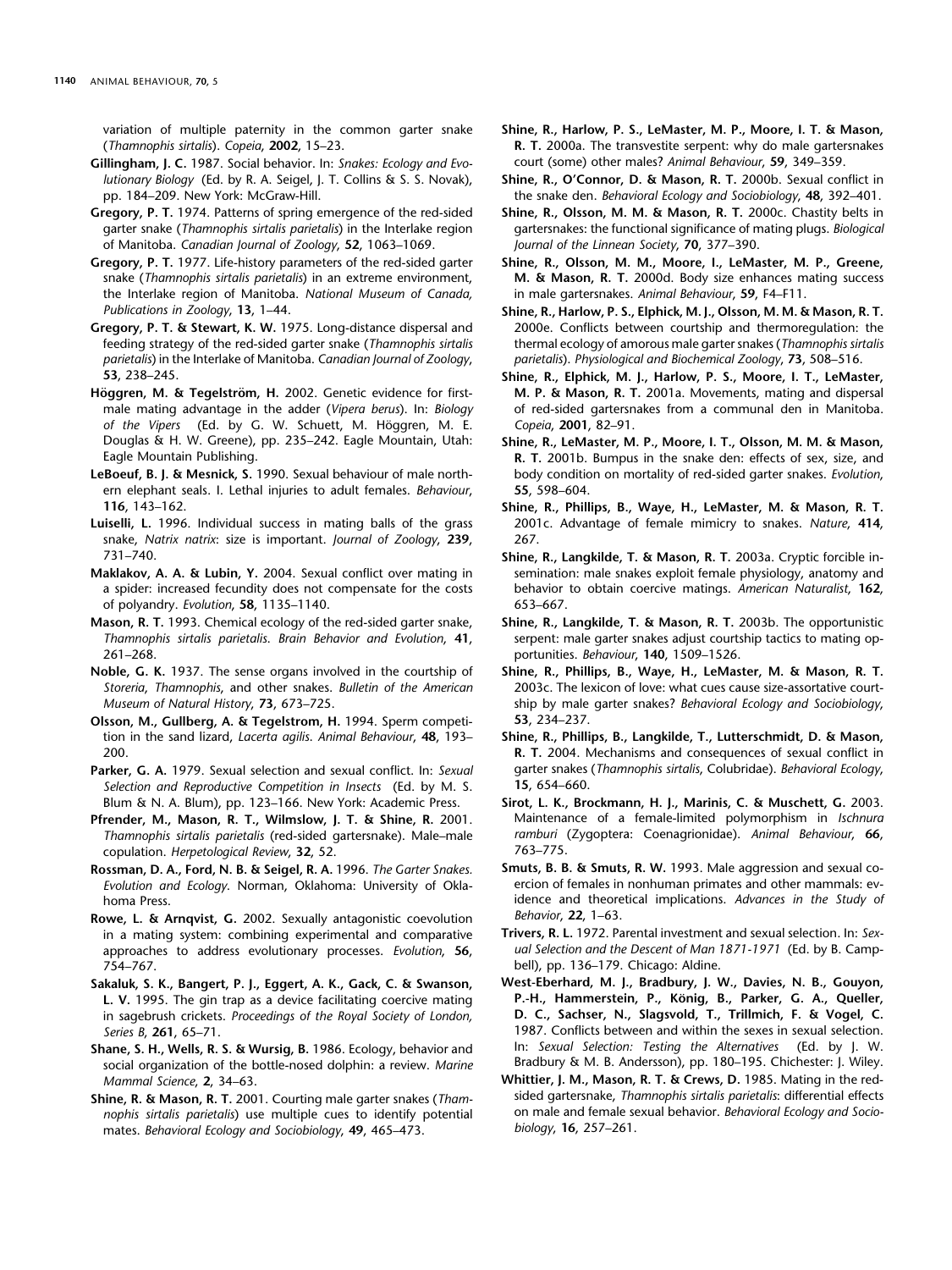variation of multiple paternity in the common garter snake (*Thamnophis sirtalis*). *Copeia*, **2002**, 15–23.

**Gillingham, J. C.** 1987. Social behavior. In: *Snakes: Ecology and Evolutionary Biology* (Ed. by R. A. Seigel, J. T. Collins & S. S. Novak), pp. 184–209. New York: McGraw-Hill.

**Gregory, P. T.** 1974. Patterns of spring emergence of the red-sided garter snake (*Thamnophis sirtalis parietalis*) in the Interlake region of Manitoba. *Canadian Journal of Zoology*, **52**, 1063–1069.

**Gregory, P. T.** 1977. Life-history parameters of the red-sided garter snake (*Thamnophis sirtalis parietalis*) in an extreme environment, the Interlake region of Manitoba. *National Museum of Canada, Publications in Zoology*, **13**, 1–44.

**Gregory, P. T. & Stewart, K. W.** 1975. Long-distance dispersal and feeding strategy of the red-sided garter snake (*Thamnophis sirtalis parietalis*) in the Interlake of Manitoba. *Canadian Journal of Zoology*, **53**, 238–245.

**Höggren, M. & Tegelström, H.** 2002. Genetic evidence for first-male mating advantage in the adder (*Vipera berus*). In: *Biology of the Vipers* (Ed. by G. W. Schuett, M. Höggren, M. E. Douglas & H. W. Greene), pp. 235–242. Eagle Mountain, Utah: Eagle Mountain Publishing.

**LeBoeuf, B. J. & Mesnick, S.** 1990. Sexual behaviour of male northern elephant seals. I. Lethal injuries to adult females. *Behaviour*, **116**, 143–162.

**Luiselli, L.** 1996. Individual success in mating balls of the grass snake, *Natrix natrix*: size is important. *Journal of Zoology*, **239**, 731–740.

**Maklakov, A. A. & Lubin, Y.** 2004. Sexual conflict over mating in a spider: increased fecundity does not compensate for the costs of polyandry. *Evolution*, **58**, 1135–1140.

**Mason, R. T.** 1993. Chemical ecology of the red-sided garter snake, *Thamnophis sirtalis parietalis*. *Brain Behavior and Evolution*, **41**, 261–268.

**Noble, G. K.** 1937. The sense organs involved in the courtship of *Storeria*, *Thamnophis*, and other snakes. *Bulletin of the American Museum of Natural History*, **73**, 673–725.

**Olsson, M., Gullberg, A. & Tegelstrom, H.** 1994. Sperm competition in the sand lizard, *Lacerta agilis*. *Animal Behaviour*, **48**, 193–200.

**Parker, G. A.** 1979. Sexual selection and sexual conflict. In: *Sexual Selection and Reproductive Competition in Insects* (Ed. by M. S. Blum & N. A. Blum), pp. 123–166. New York: Academic Press.

**Pfrender, M., Mason, R. T., Wilmslow, J. T. & Shine, R.** 2001. *Thamnophis sirtalis parietalis* (red-sided gartersnake). Male–male copulation. *Herpetological Review*, **32**, 52.

**Rossman, D. A., Ford, N. B. & Seigel, R. A.** 1996. *The Garter Snakes. Evolution and Ecology.* Norman, Oklahoma: University of Oklahoma Press.

**Rowe, L. & Arnqvist, G.** 2002. Sexually antagonistic coevolution in a mating system: combining experimental and comparative approaches to address evolutionary processes. *Evolution*, **56**, 754–767.

**Sakaluk, S. K., Bangert, P. J., Eggert, A. K., Gack, C. & Swanson, L. V.** 1995. The gin trap as a device facilitating coercive mating in sagebrush crickets. *Proceedings of the Royal Society of London, Series B*, **261**, 65–71.

**Shane, S. H., Wells, R. S. & Wursig, B.** 1986. Ecology, behavior and social organization of the bottle-nosed dolphin: a review. *Marine Mammal Science*, **2**, 34–63.

**Shine, R. & Mason, R. T.** 2001. Courting male garter snakes (*Thamnophis sirtalis parietalis*) use multiple cues to identify potential mates. *Behavioral Ecology and Sociobiology*, **49**, 465–473.

**Shine, R., Harlow, P. S., LeMaster, M. P., Moore, I. T. & Mason, R. T.** 2000a. The transvestite serpent: why do male gartersnakes court (some) other males? *Animal Behaviour*, **59**, 349–359.

**Shine, R., O'Connor, D. & Mason, R. T.** 2000b. Sexual conflict in the snake den. *Behavioral Ecology and Sociobiology*, **48**, 392–401.

**Shine, R., Olsson, M. M. & Mason, R. T.** 2000c. Chastity belts in gartersnakes: the functional significance of mating plugs. *Biological Journal of the Linnean Society*, **70**, 377–390.

**Shine, R., Olsson, M. M., Moore, I., LeMaster, M. P., Greene, M. & Mason, R. T.** 2000d. Body size enhances mating success in male gartersnakes. *Animal Behaviour*, **59**, F4–F11.

**Shine, R., Harlow, P. S., Elphick, M. J., Olsson, M. M. & Mason, R. T.** 2000e. Conflicts between courtship and thermoregulation: the thermal ecology of amorous male garter snakes (*Thamnophis sirtalis parietalis*). *Physiological and Biochemical Zoology*, **73**, 508–516.

**Shine, R., Elphick, M. J., Harlow, P. S., Moore, I. T., LeMaster, M. P. & Mason, R. T.** 2001a. Movements, mating and dispersal of red-sided gartersnakes from a communal den in Manitoba. *Copeia*, **2001**, 82–91.

**Shine, R., LeMaster, M. P., Moore, I. T., Olsson, M. M. & Mason, R. T.** 2001b. Bumpus in the snake den: effects of sex, size, and body condition on mortality of red-sided garter snakes. *Evolution*, **55**, 598–604.

**Shine, R., Phillips, B., Waye, H., LeMaster, M. & Mason, R. T.** 2001c. Advantage of female mimicry to snakes. *Nature*, **414**, 267.

**Shine, R., Langkilde, T. & Mason, R. T.** 2003a. Cryptic forcible insemination: male snakes exploit female physiology, anatomy and behavior to obtain coercive matings. *American Naturalist*, **162**, 653–667.

**Shine, R., Langkilde, T. & Mason, R. T.** 2003b. The opportunistic serpent: male garter snakes adjust courtship tactics to mating opportunities. *Behaviour*, **140**, 1509–1526.

**Shine, R., Phillips, B., Waye, H., LeMaster, M. & Mason, R. T.** 2003c. The lexicon of love: what cues cause size-assortative courtship by male garter snakes? *Behavioral Ecology and Sociobiology*, **53**, 234–237.

**Shine, R., Phillips, B., Langkilde, T., Lutterschmidt, D. & Mason, R. T.** 2004. Mechanisms and consequences of sexual conflict in garter snakes (*Thamnophis sirtalis*, Colubridae). *Behavioral Ecology*, **15**, 654–660.

**Sirot, L. K., Brockmann, H. J., Marinis, C. & Muschett, G.** 2003. Maintenance of a female-limited polymorphism in *Ischnura ramburi* (Zygoptera: Coenagrionidae). *Animal Behaviour*, **66**, 763–775.

**Smuts, B. B. & Smuts, R. W.** 1993. Male aggression and sexual coercion of females in nonhuman primates and other mammals: evidence and theoretical implications. *Advances in the Study of Behavior*, **22**, 1–63.

**Trivers, R. L.** 1972. Parental investment and sexual selection. In: *Sexual Selection and the Descent of Man 1871-1971* (Ed. by B. Campbell), pp. 136–179. Chicago: Aldine.

**West-Eberhard, M. J., Bradbury, J. W., Davies, N. B., Gouyon, P.-H., Hammerstein, P., König, B., Parker, G. A., Queller, D. C., Sachser, N., Slagsvold, T., Trillmich, F. & Vogel, C.** 1987. Conflicts between and within the sexes in sexual selection. In: *Sexual Selection: Testing the Alternatives* (Ed. by J. W. Bradbury & M. B. Andersson), pp. 180–195. Chichester: J. Wiley.

**Whittier, J. M., Mason, R. T. & Crews, D.** 1985. Mating in the red-sided gartersnake, *Thamnophis sirtalis parietalis*: differential effects on male and female sexual behavior. *Behavioral Ecology and Sociobiology*, **16**, 257–261.